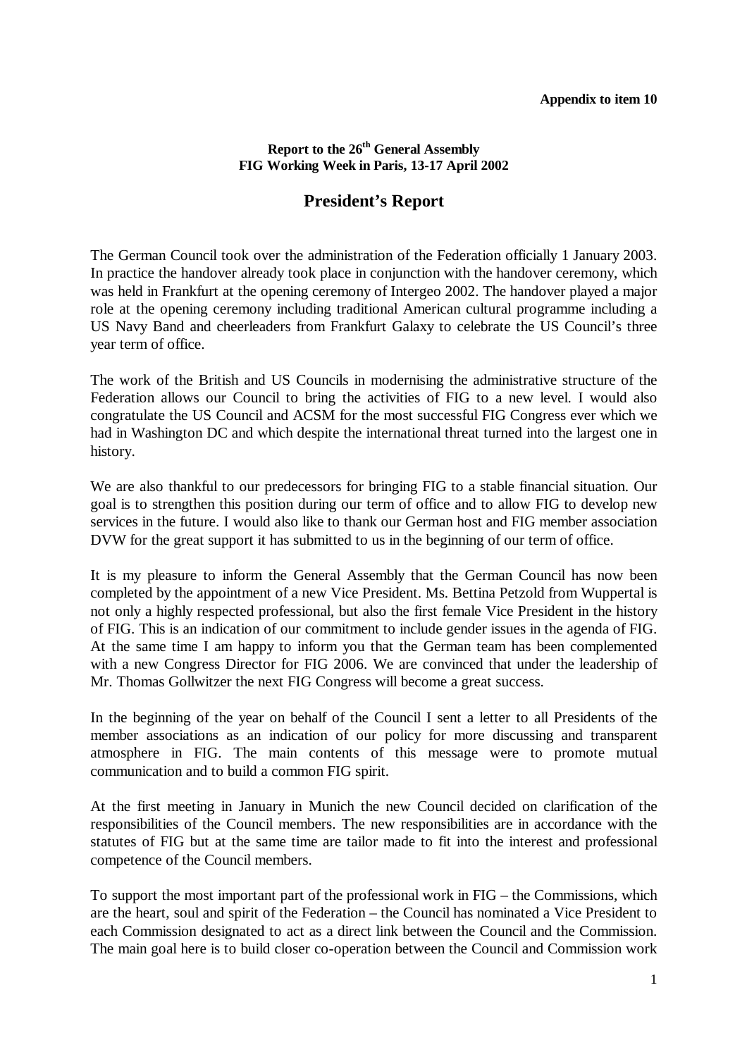**Appendix to item 10**

**Report to the 26th General Assembly**
**FIG Working Week in Paris, 13-17 April 2002**

# President's Report

The German Council took over the administration of the Federation officially 1 January 2003. In practice the handover already took place in conjunction with the handover ceremony, which was held in Frankfurt at the opening ceremony of Intergeo 2002. The handover played a major role at the opening ceremony including traditional American cultural programme including a US Navy Band and cheerleaders from Frankfurt Galaxy to celebrate the US Council's three year term of office.

The work of the British and US Councils in modernising the administrative structure of the Federation allows our Council to bring the activities of FIG to a new level. I would also congratulate the US Council and ACSM for the most successful FIG Congress ever which we had in Washington DC and which despite the international threat turned into the largest one in history.

We are also thankful to our predecessors for bringing FIG to a stable financial situation. Our goal is to strengthen this position during our term of office and to allow FIG to develop new services in the future. I would also like to thank our German host and FIG member association DVW for the great support it has submitted to us in the beginning of our term of office.

It is my pleasure to inform the General Assembly that the German Council has now been completed by the appointment of a new Vice President. Ms. Bettina Petzold from Wuppertal is not only a highly respected professional, but also the first female Vice President in the history of FIG. This is an indication of our commitment to include gender issues in the agenda of FIG. At the same time I am happy to inform you that the German team has been complemented with a new Congress Director for FIG 2006. We are convinced that under the leadership of Mr. Thomas Gollwitzer the next FIG Congress will become a great success.

In the beginning of the year on behalf of the Council I sent a letter to all Presidents of the member associations as an indication of our policy for more discussing and transparent atmosphere in FIG. The main contents of this message were to promote mutual communication and to build a common FIG spirit.

At the first meeting in January in Munich the new Council decided on clarification of the responsibilities of the Council members. The new responsibilities are in accordance with the statutes of FIG but at the same time are tailor made to fit into the interest and professional competence of the Council members.

To support the most important part of the professional work in FIG – the Commissions, which are the heart, soul and spirit of the Federation – the Council has nominated a Vice President to each Commission designated to act as a direct link between the Council and the Commission. The main goal here is to build closer co-operation between the Council and Commission work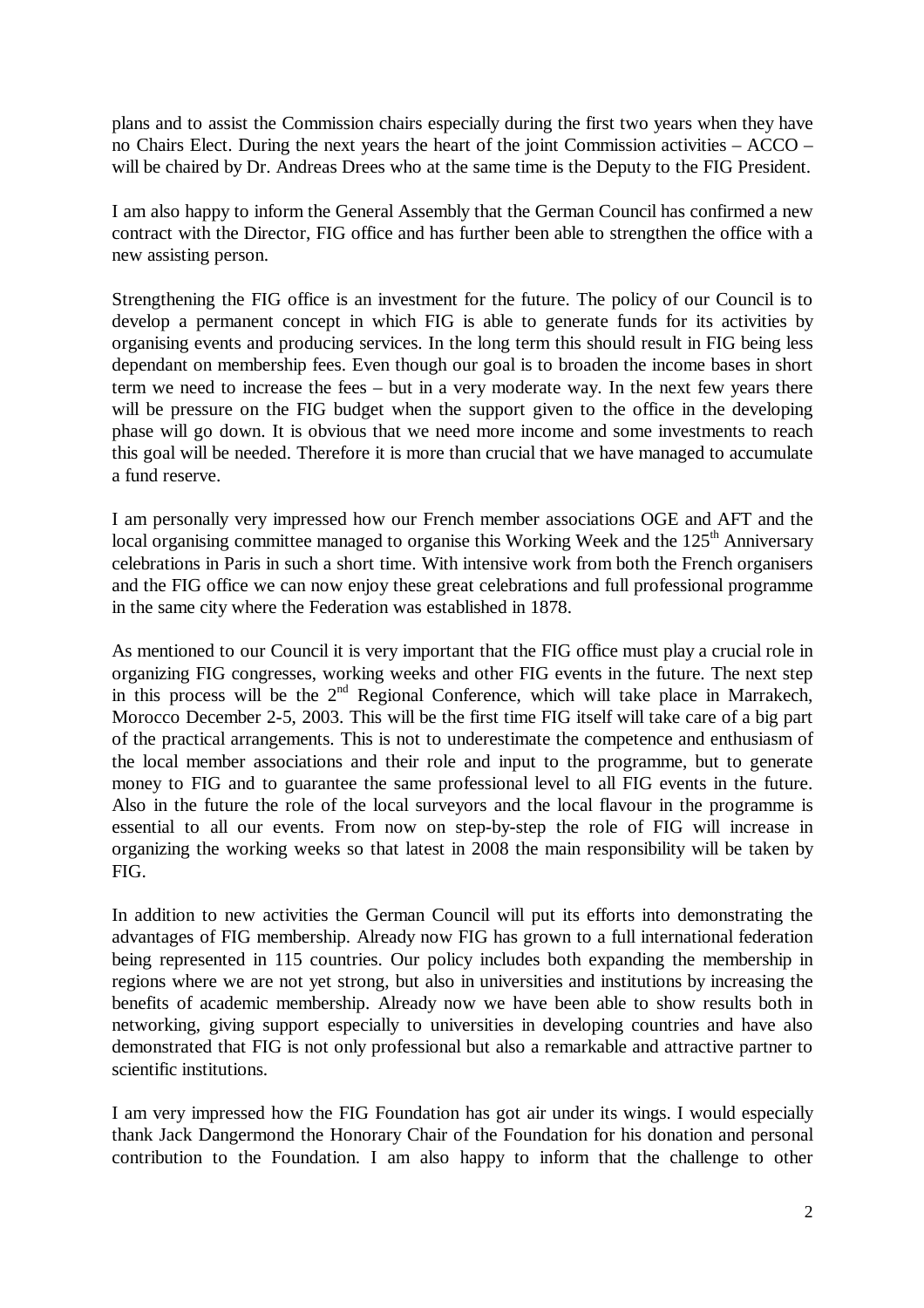plans and to assist the Commission chairs especially during the first two years when they have no Chairs Elect. During the next years the heart of the joint Commission activities – ACCO – will be chaired by Dr. Andreas Drees who at the same time is the Deputy to the FIG President.

I am also happy to inform the General Assembly that the German Council has confirmed a new contract with the Director, FIG office and has further been able to strengthen the office with a new assisting person.

Strengthening the FIG office is an investment for the future. The policy of our Council is to develop a permanent concept in which FIG is able to generate funds for its activities by organising events and producing services. In the long term this should result in FIG being less dependant on membership fees. Even though our goal is to broaden the income bases in short term we need to increase the fees – but in a very moderate way. In the next few years there will be pressure on the FIG budget when the support given to the office in the developing phase will go down. It is obvious that we need more income and some investments to reach this goal will be needed. Therefore it is more than crucial that we have managed to accumulate a fund reserve.

I am personally very impressed how our French member associations OGE and AFT and the local organising committee managed to organise this Working Week and the 125th Anniversary celebrations in Paris in such a short time. With intensive work from both the French organisers and the FIG office we can now enjoy these great celebrations and full professional programme in the same city where the Federation was established in 1878.

As mentioned to our Council it is very important that the FIG office must play a crucial role in organizing FIG congresses, working weeks and other FIG events in the future. The next step in this process will be the 2nd Regional Conference, which will take place in Marrakech, Morocco December 2-5, 2003. This will be the first time FIG itself will take care of a big part of the practical arrangements. This is not to underestimate the competence and enthusiasm of the local member associations and their role and input to the programme, but to generate money to FIG and to guarantee the same professional level to all FIG events in the future. Also in the future the role of the local surveyors and the local flavour in the programme is essential to all our events. From now on step-by-step the role of FIG will increase in organizing the working weeks so that latest in 2008 the main responsibility will be taken by FIG.

In addition to new activities the German Council will put its efforts into demonstrating the advantages of FIG membership. Already now FIG has grown to a full international federation being represented in 115 countries. Our policy includes both expanding the membership in regions where we are not yet strong, but also in universities and institutions by increasing the benefits of academic membership. Already now we have been able to show results both in networking, giving support especially to universities in developing countries and have also demonstrated that FIG is not only professional but also a remarkable and attractive partner to scientific institutions.

I am very impressed how the FIG Foundation has got air under its wings. I would especially thank Jack Dangermond the Honorary Chair of the Foundation for his donation and personal contribution to the Foundation. I am also happy to inform that the challenge to other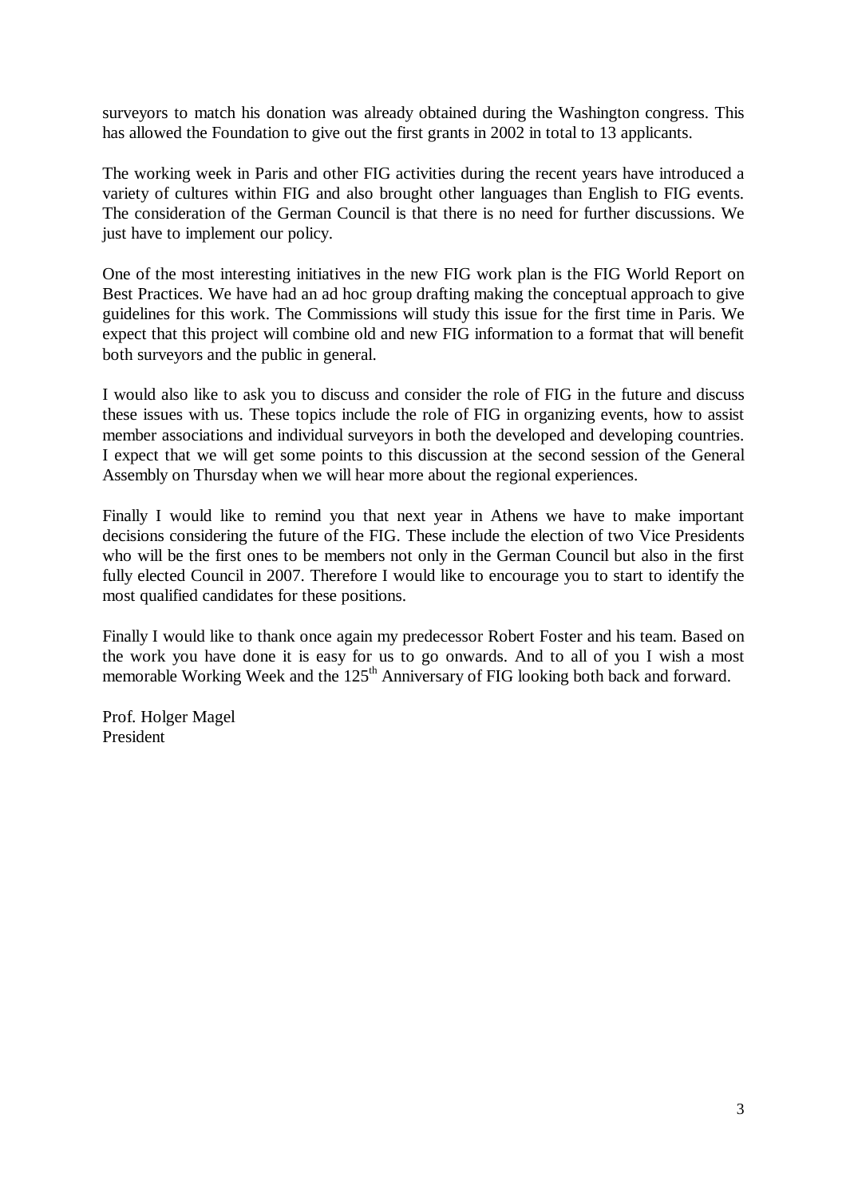surveyors to match his donation was already obtained during the Washington congress. This has allowed the Foundation to give out the first grants in 2002 in total to 13 applicants.

The working week in Paris and other FIG activities during the recent years have introduced a variety of cultures within FIG and also brought other languages than English to FIG events. The consideration of the German Council is that there is no need for further discussions. We just have to implement our policy.

One of the most interesting initiatives in the new FIG work plan is the FIG World Report on Best Practices. We have had an ad hoc group drafting making the conceptual approach to give guidelines for this work. The Commissions will study this issue for the first time in Paris. We expect that this project will combine old and new FIG information to a format that will benefit both surveyors and the public in general.

I would also like to ask you to discuss and consider the role of FIG in the future and discuss these issues with us. These topics include the role of FIG in organizing events, how to assist member associations and individual surveyors in both the developed and developing countries. I expect that we will get some points to this discussion at the second session of the General Assembly on Thursday when we will hear more about the regional experiences.

Finally I would like to remind you that next year in Athens we have to make important decisions considering the future of the FIG. These include the election of two Vice Presidents who will be the first ones to be members not only in the German Council but also in the first fully elected Council in 2007. Therefore I would like to encourage you to start to identify the most qualified candidates for these positions.

Finally I would like to thank once again my predecessor Robert Foster and his team. Based on the work you have done it is easy for us to go onwards. And to all of you I wish a most memorable Working Week and the 125th Anniversary of FIG looking both back and forward.

Prof. Holger Magel
President